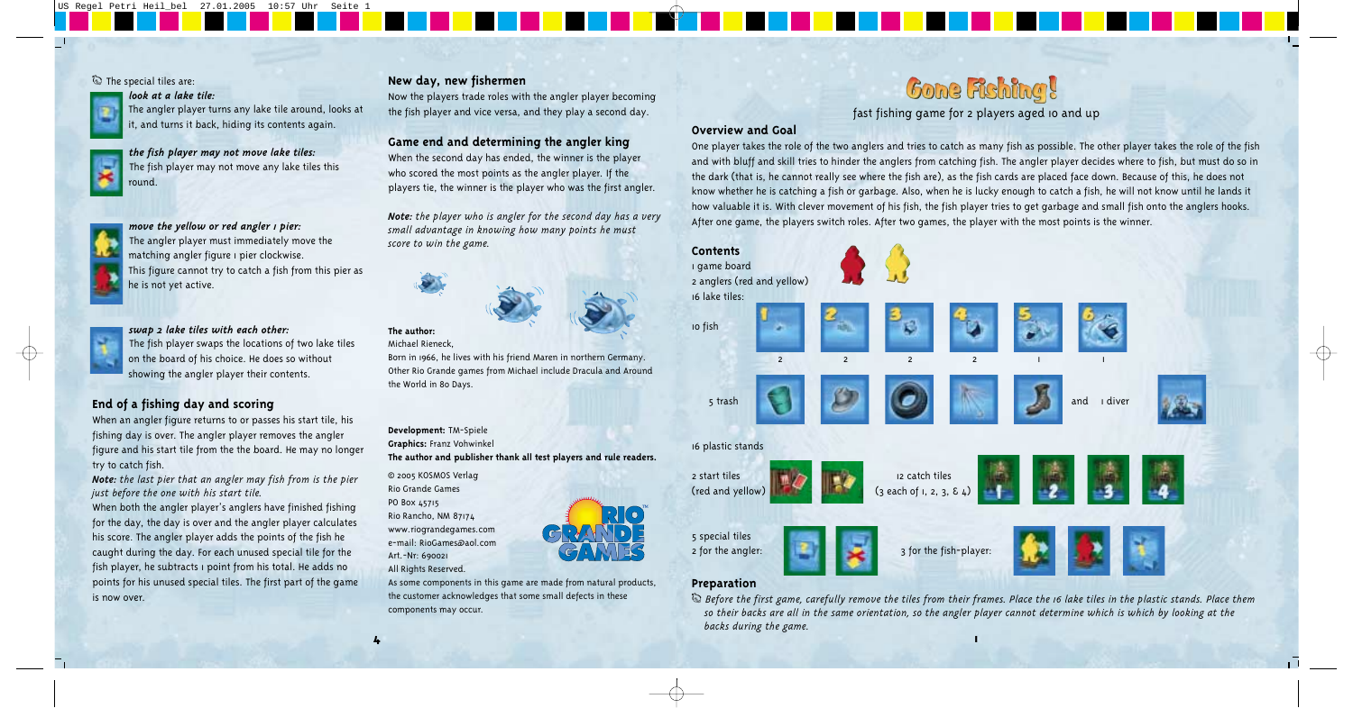The special tiles are:

***look at a lake tile:***
The angler player turns any lake tile around, looks at it, and turns it back, hiding its contents again.

***the fish player may not move lake tiles:***
The fish player may not move any lake tiles this round.

***move the yellow or red angler 1 pier:***
The angler player must immediately move the matching angler figure 1 pier clockwise.
This figure cannot try to catch a fish from this pier as he is not yet active.

***swap 2 lake tiles with each other:***
The fish player swaps the locations of two lake tiles on the board of his choice. He does so without showing the angler player their contents.

## End of a fishing day and scoring

When an angler figure returns to or passes his start tile, his fishing day is over. The angler player removes the angler figure and his start tile from the the board. He may no longer try to catch fish.

***Note:*** *the last pier that an angler may fish from is the pier just before the one with his start tile.*

When both the angler player's anglers have finished fishing for the day, the day is over and the angler player calculates his score. The angler player adds the points of the fish he caught during the day. For each unused special tile for the fish player, he subtracts 1 point from his total. He adds no points for his unused special tiles. The first part of the game is now over.

## New day, new fishermen

Now the players trade roles with the angler player becoming the fish player and vice versa, and they play a second day.

## Game end and determining the angler king

When the second day has ended, the winner is the player who scored the most points as the angler player. If the players tie, the winner is the player who was the first angler.

***Note:*** *the player who is angler for the second day has a very small advantage in knowing how many points he must score to win the game.*

**The author:**
Michael Rieneck,
Born in 1966, he lives with his friend Maren in northern Germany. Other Rio Grande games from Michael include Dracula and Around the World in 80 Days.

**Development:** TM-Spiele
**Graphics:** Franz Vohwinkel
**The author and publisher thank all test players and rule readers.**

© 2005 KOSMOS Verlag
Rio Grande Games
PO Box 45715
Rio Rancho, NM 87174
www.riograndegames.com
e-mail: RioGames@aol.com
Art.-Nr: 690021
All Rights Reserved.

As some components in this game are made from natural products, the customer acknowledges that some small defects in these components may occur.

# Gone Fishing!

fast fishing game for 2 players aged 10 and up

## Overview and Goal

One player takes the role of the two anglers and tries to catch as many fish as possible. The other player takes the role of the fish and with bluff and skill tries to hinder the anglers from catching fish. The angler player decides where to fish, but must do so in the dark (that is, he cannot really see where the fish are), as the fish cards are placed face down. Because of this, he does not know whether he is catching a fish or garbage. Also, when he is lucky enough to catch a fish, he will not know until he lands it how valuable it is. With clever movement of his fish, the fish player tries to get garbage and small fish onto the anglers hooks. After one game, the players switch roles. After two games, the player with the most points is the winner.

## Contents

1 game board
2 anglers (red and yellow)
16 lake tiles:

10 fish

| Fish | 1 | 2 | 3 | 4 | 5 | 6 |
|---|---|---|---|---|---|---|
| Count | 2 | 2 | 2 | 2 | 1 | 1 |

5 trash and 1 diver

16 plastic stands

2 start tiles (red and yellow)

12 catch tiles (3 each of 1, 2, 3, & 4)

5 special tiles
2 for the angler:
3 for the fish-player:

## Preparation

*Before the first game, carefully remove the tiles from their frames. Place the 16 lake tiles in the plastic stands. Place them so their backs are all in the same orientation, so the angler player cannot determine which is which by looking at the backs during the game.*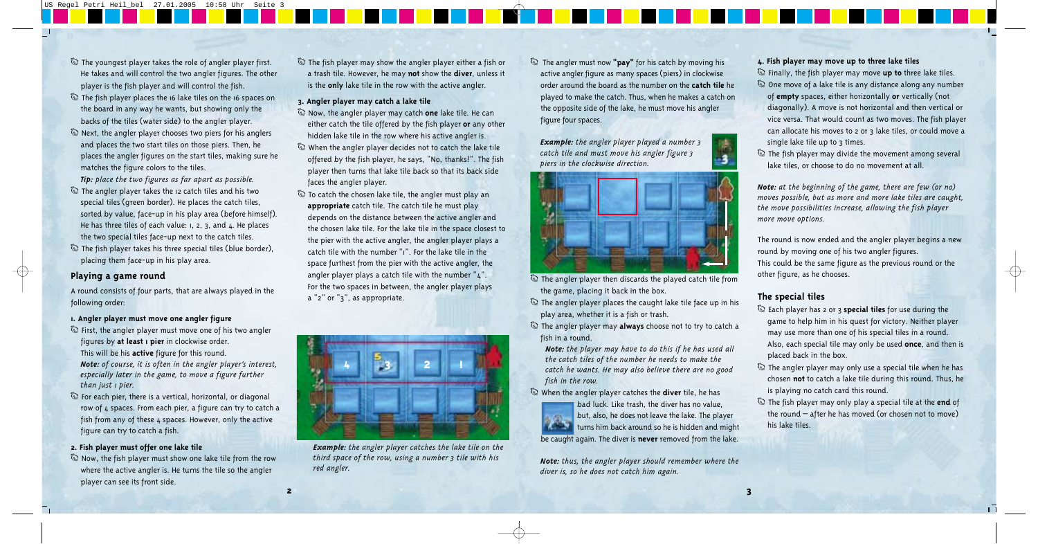- The youngest player takes the role of angler player first. He takes and will control the two angler figures. The other player is the fish player and will control the fish.
- The fish player places the 16 lake tiles on the 16 spaces on the board in any way he wants, but showing only the backs of the tiles (water side) to the angler player.
- Next, the angler player chooses two piers for his anglers and places the two start tiles on those piers. Then, he places the angler figures on the start tiles, making sure he matches the figure colors to the tiles.
  *Tip: place the two figures as far apart as possible.*
- The angler player takes the 12 catch tiles and his two special tiles (green border). He places the catch tiles, sorted by value, face-up in his play area (before himself). He has three tiles of each value: 1, 2, 3, and 4. He places the two special tiles face-up next to the catch tiles.
- The fish player takes his three special tiles (blue border), placing them face-up in his play area.

## Playing a game round

A round consists of four parts, that are always played in the following order:

### 1. Angler player must move one angler figure

- First, the angler player must move one of his two angler figures by **at least 1 pier** in clockwise order.
  This will be his **active** figure for this round.
  ***Note:** of course, it is often in the angler player's interest, especially later in the game, to move a figure further than just 1 pier.*
- For each pier, there is a vertical, horizontal, or diagonal row of 4 spaces. From each pier, a figure can try to catch a fish from any of these 4 spaces. However, only the active figure can try to catch a fish.

### 2. Fish player must offer one lake tile

- Now, the fish player must show one lake tile from the row where the active angler is. He turns the tile so the angler player can see its front side.
- The fish player may show the angler player either a fish or a trash tile. However, he may **not** show the **diver**, unless it is the **only** lake tile in the row with the active angler.

### 3. Angler player may catch a lake tile

- Now, the angler player may catch **one** lake tile. He can either catch the tile offered by the fish player **or** any other hidden lake tile in the row where his active angler is.
- When the angler player decides not to catch the lake tile offered by the fish player, he says, "No, thanks!". The fish player then turns that lake tile back so that its back side faces the angler player.
- To catch the chosen lake tile, the angler must play an **appropriate** catch tile. The catch tile he must play depends on the distance between the active angler and the chosen lake tile. For the lake tile in the space closest to the pier with the active angler, the angler player plays a catch tile with the number "1". For the lake tile in the space furthest from the pier with the active angler, the angler player plays a catch tile with the number "4". For the two spaces in between, the angler player plays a "2" or "3", as appropriate.

4 3 2 1

***Example:** the angler player catches the lake tile on the third space of the row, using a number 3 tile with his red angler.*

- The angler must now **"pay"** for his catch by moving his active angler figure as many spaces (piers) in clockwise order around the board as the number on the **catch tile** he played to make the catch. Thus, when he makes a catch on the opposite side of the lake, he must move his angler figure four spaces.

***Example:** the angler player played a number 3 catch tile and must move his angler figure 3 piers in the clockwise direction.*

- The angler player then discards the played catch tile from the game, placing it back in the box.
- The angler player places the caught lake tile face up in his play area, whether it is a fish or trash.
- The angler player may **always** choose not to try to catch a fish in a round.
  ***Note:** the player may have to do this if he has used all the catch tiles of the number he needs to make the catch he wants. He may also believe there are no good fish in the row.*
- When the angler player catches the **diver** tile, he has bad luck. Like trash, the diver has no value, but, also, he does not leave the lake. The player turns him back around so he is hidden and might be caught again. The diver is **never** removed from the lake.

***Note:** thus, the angler player should remember where the diver is, so he does not catch him again.*

### 4. Fish player may move up to three lake tiles

- Finally, the fish player may move **up to** three lake tiles.
- One move of a lake tile is any distance along any number of **empty** spaces, either horizontally **or** vertically (not diagonally). A move is not horizontal and then vertical or vice versa. That would count as two moves. The fish player can allocate his moves to 2 or 3 lake tiles, or could move a single lake tile up to 3 times.
- The fish player may divide the movement among several lake tiles, or choose to do no movement at all.

***Note:** at the beginning of the game, there are few (or no) moves possible, but as more and more lake tiles are caught, the move possibilities increase, allowing the fish player more move options.*

The round is now ended and the angler player begins a new round by moving one of his two angler figures.
This could be the same figure as the previous round or the other figure, as he chooses.

## The special tiles

- Each player has 2 or 3 **special tiles** for use during the game to help him in his quest for victory. Neither player may use more than one of his special tiles in a round. Also, each special tile may only be used **once**, and then is placed back in the box.
- The angler player may only use a special tile when he has chosen **not** to catch a lake tile during this round. Thus, he is playing no catch card this round.
- The fish player may only play a special tile at the **end** of the round – after he has moved (or chosen not to move) his lake tiles.